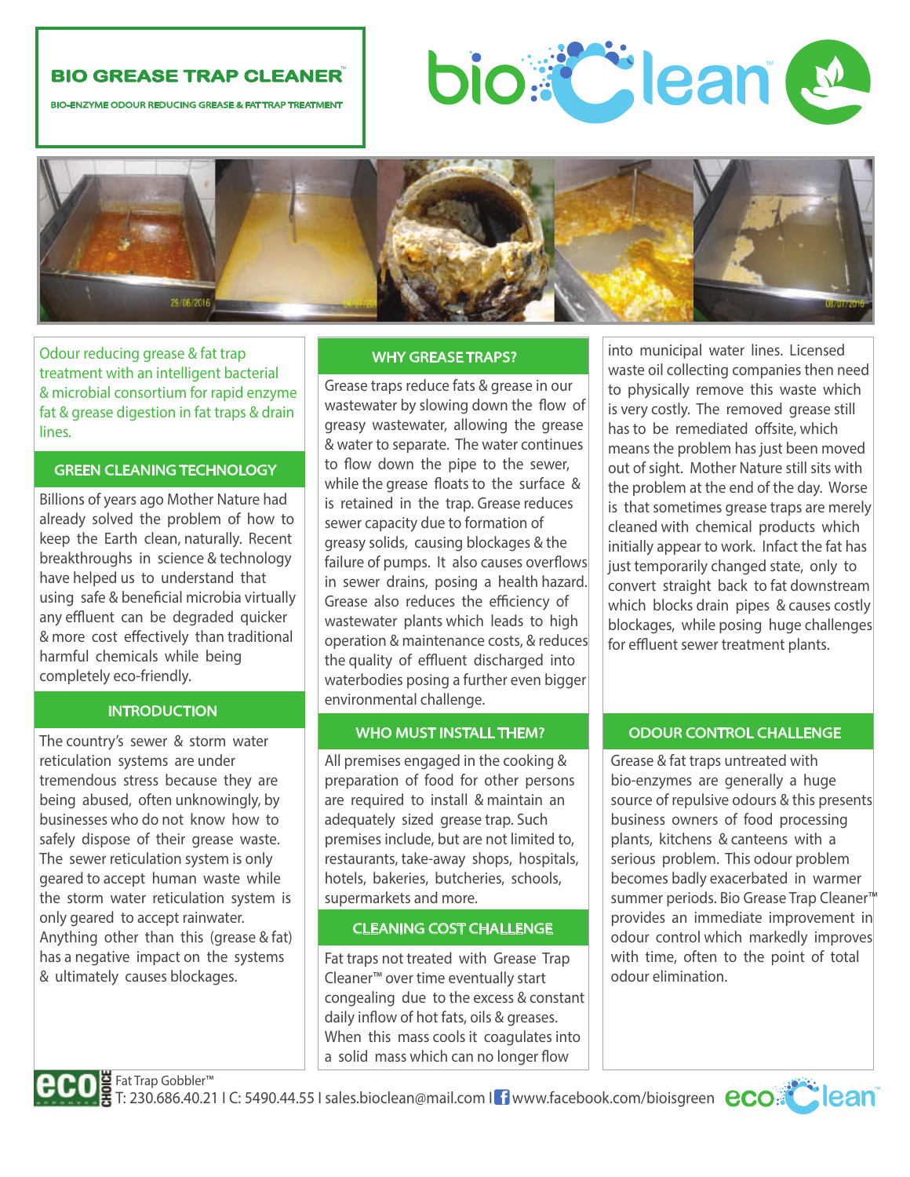# BIO GREASE TRAP CLEANER™

BIO-ENZYME ODOUR REDUCING GREASE & FAT TRAP TREATMENT

bioClean™

Odour reducing grease & fat trap treatment with an intelligent bacterial & microbial consortium for rapid enzyme fat & grease digestion in fat traps & drain lines.

## GREEN CLEANING TECHNOLOGY

Billions of years ago Mother Nature had already solved the problem of how to keep the Earth clean, naturally. Recent breakthroughs in science & technology have helped us to understand that using safe & beneficial microbia virtually any effluent can be degraded quicker & more cost effectively than traditional harmful chemicals while being completely eco-friendly.

## INTRODUCTION

The country's sewer & storm water reticulation systems are under tremendous stress because they are being abused, often unknowingly, by businesses who do not know how to safely dispose of their grease waste. The sewer reticulation system is only geared to accept human waste while the storm water reticulation system is only geared to accept rainwater. Anything other than this (grease & fat) has a negative impact on the systems & ultimately causes blockages.

## WHY GREASE TRAPS?

Grease traps reduce fats & grease in our wastewater by slowing down the flow of greasy wastewater, allowing the grease & water to separate. The water continues to flow down the pipe to the sewer, while the grease floats to the surface & is retained in the trap. Grease reduces sewer capacity due to formation of greasy solids, causing blockages & the failure of pumps. It also causes overflows in sewer drains, posing a health hazard. Grease also reduces the efficiency of wastewater plants which leads to high operation & maintenance costs, & reduces the quality of effluent discharged into waterbodies posing a further even bigger environmental challenge.

## WHO MUST INSTALL THEM?

All premises engaged in the cooking & preparation of food for other persons are required to install & maintain an adequately sized grease trap. Such premises include, but are not limited to, restaurants, take-away shops, hospitals, hotels, bakeries, butcheries, schools, supermarkets and more.

## CLEANING COST CHALLENGE

Fat traps not treated with Grease Trap Cleaner™ over time eventually start congealing due to the excess & constant daily inflow of hot fats, oils & greases. When this mass cools it coagulates into a solid mass which can no longer flow into municipal water lines. Licensed waste oil collecting companies then need to physically remove this waste which is very costly. The removed grease still has to be remediated offsite, which means the problem has just been moved out of sight. Mother Nature still sits with the problem at the end of the day. Worse is that sometimes grease traps are merely cleaned with chemical products which initially appear to work. Infact the fat has just temporarily changed state, only to convert straight back to fat downstream which blocks drain pipes & causes costly blockages, while posing huge challenges for effluent sewer treatment plants.

## ODOUR CONTROL CHALLENGE

Grease & fat traps untreated with bio-enzymes are generally a huge source of repulsive odours & this presents business owners of food processing plants, kitchens & canteens with a serious problem. This odour problem becomes badly exacerbated in warmer summer periods. Bio Grease Trap Cleaner™ provides an immediate improvement in odour control which markedly improves with time, often to the point of total odour elimination.

eco CHOICE Fat Trap Gobbler™
T: 230.686.40.21 I C: 5490.44.55 I sales.bioclean@mail.com I www.facebook.com/bioisgreen ecoClean™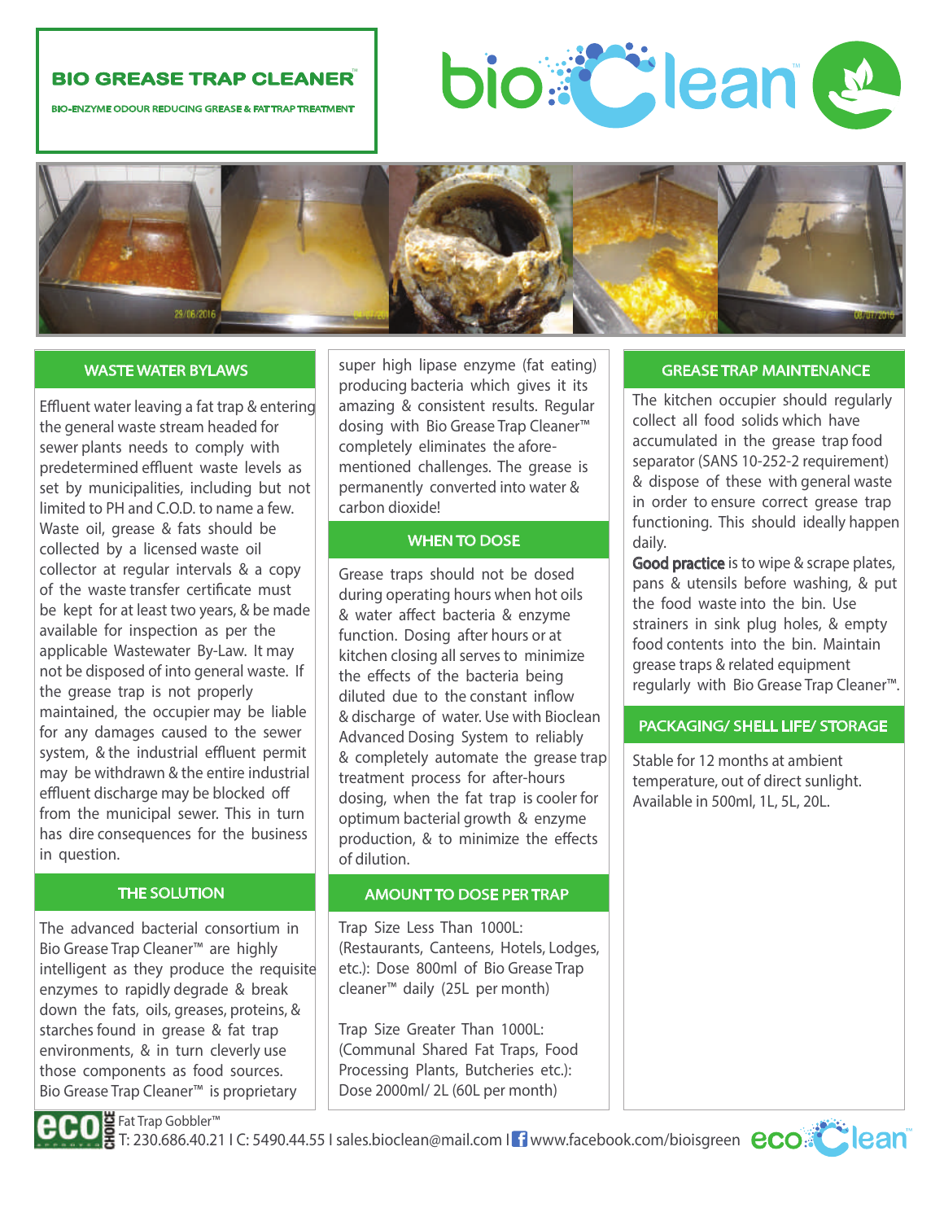# BIO GREASE TRAP CLEANER™

BIO-ENZYME ODOUR REDUCING GREASE & FAT TRAP TREATMENT

bioClean™

## WASTE WATER BYLAWS

Effluent water leaving a fat trap & entering the general waste stream headed for sewer plants needs to comply with predetermined effluent waste levels as set by municipalities, including but not limited to PH and C.O.D. to name a few. Waste oil, grease & fats should be collected by a licensed waste oil collector at regular intervals & a copy of the waste transfer certificate must be kept for at least two years, & be made available for inspection as per the applicable Wastewater By-Law. It may not be disposed of into general waste. If the grease trap is not properly maintained, the occupier may be liable for any damages caused to the sewer system, & the industrial effluent permit may be withdrawn & the entire industrial effluent discharge may be blocked off from the municipal sewer. This in turn has dire consequences for the business in question.

## THE SOLUTION

The advanced bacterial consortium in Bio Grease Trap Cleaner™ are highly intelligent as they produce the requisite enzymes to rapidly degrade & break down the fats, oils, greases, proteins, & starches found in grease & fat trap environments, & in turn cleverly use those components as food sources. Bio Grease Trap Cleaner™ is proprietary super high lipase enzyme (fat eating) producing bacteria which gives it its amazing & consistent results. Regular dosing with Bio Grease Trap Cleaner™ completely eliminates the afore-mentioned challenges. The grease is permanently converted into water & carbon dioxide!

## WHEN TO DOSE

Grease traps should not be dosed during operating hours when hot oils & water affect bacteria & enzyme function. Dosing after hours or at kitchen closing all serves to minimize the effects of the bacteria being diluted due to the constant inflow & discharge of water. Use with Bioclean Advanced Dosing System to reliably & completely automate the grease trap treatment process for after-hours dosing, when the fat trap is cooler for optimum bacterial growth & enzyme production, & to minimize the effects of dilution.

## AMOUNT TO DOSE PER TRAP

Trap Size Less Than 1000L: (Restaurants, Canteens, Hotels, Lodges, etc.): Dose 800ml of Bio Grease Trap cleaner™ daily (25L per month)

Trap Size Greater Than 1000L: (Communal Shared Fat Traps, Food Processing Plants, Butcheries etc.): Dose 2000ml/ 2L (60L per month)

## GREASE TRAP MAINTENANCE

The kitchen occupier should regularly collect all food solids which have accumulated in the grease trap food separator (SANS 10-252-2 requirement) & dispose of these with general waste in order to ensure correct grease trap functioning. This should ideally happen daily.

**Good practice** is to wipe & scrape plates, pans & utensils before washing, & put the food waste into the bin. Use strainers in sink plug holes, & empty food contents into the bin. Maintain grease traps & related equipment regularly with Bio Grease Trap Cleaner™.

## PACKAGING/ SHELL LIFE/ STORAGE

Stable for 12 months at ambient temperature, out of direct sunlight. Available in 500ml, 1L, 5L, 20L.

eco CHOICE Fat Trap Gobbler™

T: 230.686.40.21 I C: 5490.44.55 I sales.bioclean@mail.com I www.facebook.com/bioisgreen ecoClean™